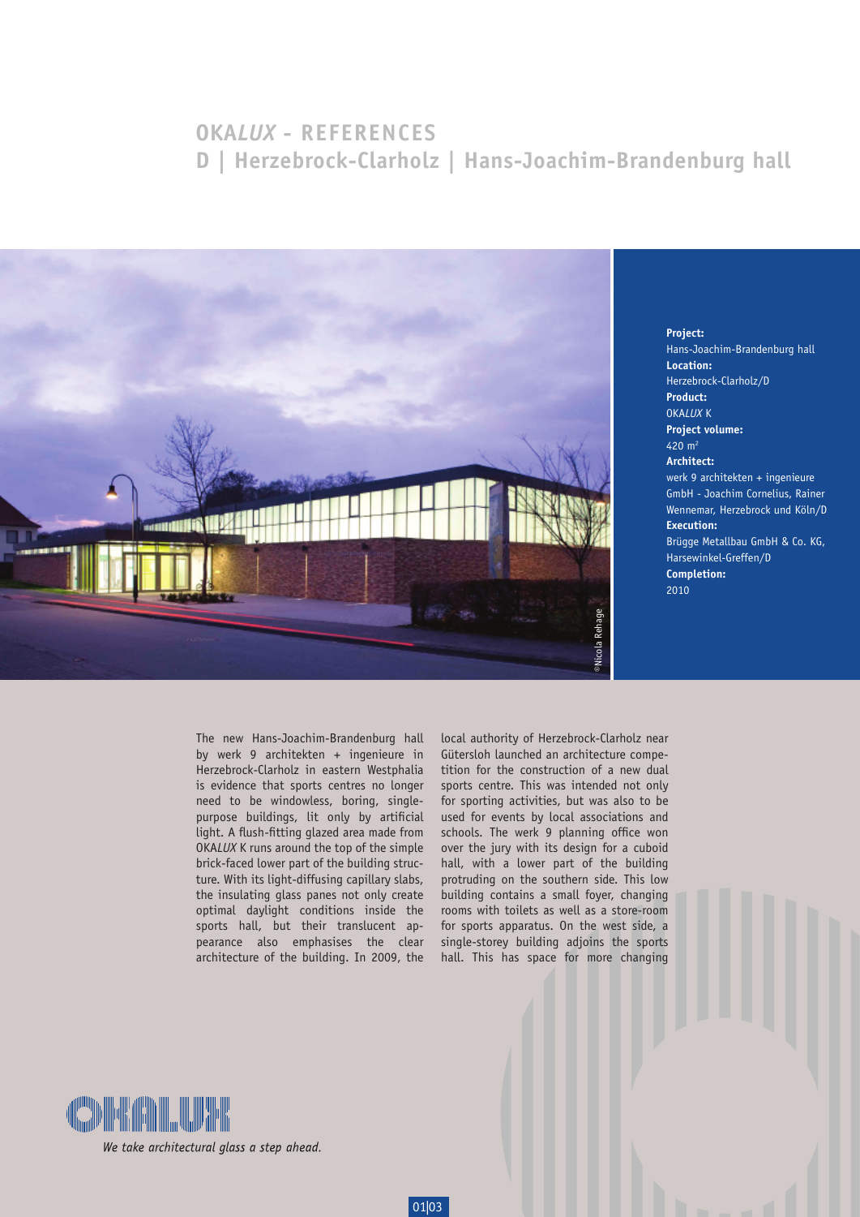# OKA*LUX* - REFERENCES

## D | Herzebrock-Clarholz | Hans-Joachim-Brandenburg hall

©Nicola Rehage

**Project:**
Hans-Joachim-Brandenburg hall
**Location:**
Herzebrock-Clarholz/D
**Product:**
OKA*LUX* K
**Project volume:**
420 m²
**Architect:**
werk 9 architekten + ingenieure GmbH - Joachim Cornelius, Rainer Wennemar, Herzebrock und Köln/D
**Execution:**
Brügge Metallbau GmbH & Co. KG, Harsewinkel-Greffen/D
**Completion:**
2010

The new Hans-Joachim-Brandenburg hall by werk 9 architekten + ingenieure in Herzebrock-Clarholz in eastern Westphalia is evidence that sports centres no longer need to be windowless, boring, single-purpose buildings, lit only by artificial light. A flush-fitting glazed area made from OKA*LUX* K runs around the top of the simple brick-faced lower part of the building structure. With its light-diffusing capillary slabs, the insulating glass panes not only create optimal daylight conditions inside the sports hall, but their translucent appearance also emphasises the clear architecture of the building. In 2009, the local authority of Herzebrock-Clarholz near Gütersloh launched an architecture competition for the construction of a new dual sports centre. This was intended not only for sporting activities, but was also to be used for events by local associations and schools. The werk 9 planning office won over the jury with its design for a cuboid hall, with a lower part of the building protruding on the southern side. This low building contains a small foyer, changing rooms with toilets as well as a store-room for sports apparatus. On the west side, a single-storey building adjoins the sports hall. This has space for more changing

OKALUX

*We take architectural glass a step ahead.*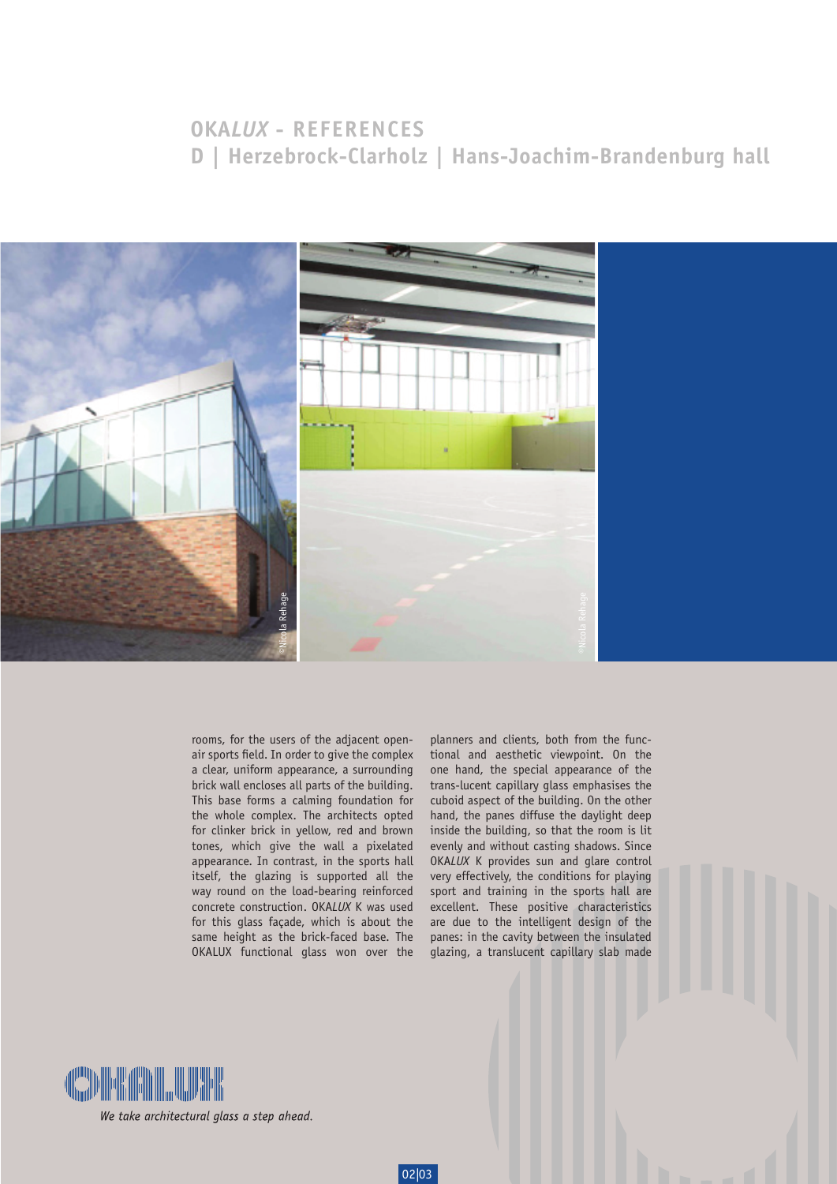# OKA*LUX* - REFERENCES

## D | Herzebrock-Clarholz | Hans-Joachim-Brandenburg hall

rooms, for the users of the adjacent open-air sports field. In order to give the complex a clear, uniform appearance, a surrounding brick wall encloses all parts of the building. This base forms a calming foundation for the whole complex. The architects opted for clinker brick in yellow, red and brown tones, which give the wall a pixelated appearance. In contrast, in the sports hall itself, the glazing is supported all the way round on the load-bearing reinforced concrete construction. OKA*LUX* K was used for this glass façade, which is about the same height as the brick-faced base. The OKALUX functional glass won over the planners and clients, both from the functional and aesthetic viewpoint. On the one hand, the special appearance of the trans-lucent capillary glass emphasises the cuboid aspect of the building. On the other hand, the panes diffuse the daylight deep inside the building, so that the room is lit evenly and without casting shadows. Since OKA*LUX* K provides sun and glare control very effectively, the conditions for playing sport and training in the sports hall are excellent. These positive characteristics are due to the intelligent design of the panes: in the cavity between the insulated glazing, a translucent capillary slab made

*We take architectural glass a step ahead.*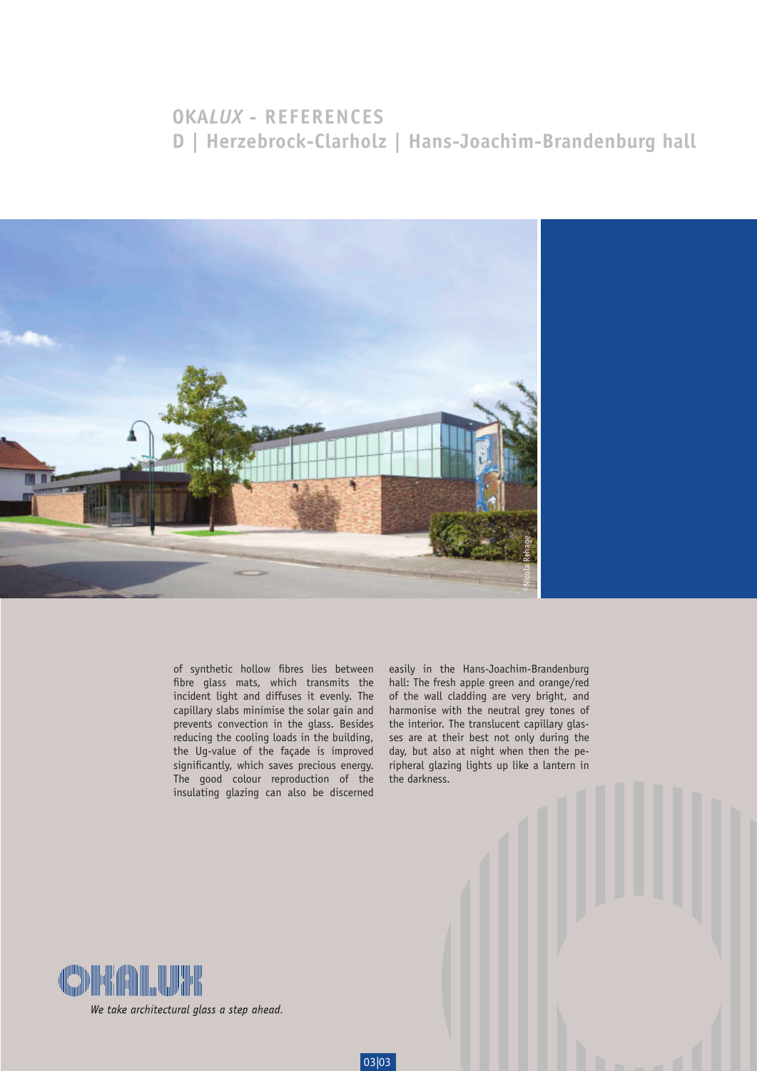# OKALUX - REFERENCES
## D | Herzebrock-Clarholz | Hans-Joachim-Brandenburg hall

©Nicola Rehage

of synthetic hollow fibres lies between fibre glass mats, which transmits the incident light and diffuses it evenly. The capillary slabs minimise the solar gain and prevents convection in the glass. Besides reducing the cooling loads in the building, the Ug-value of the façade is improved significantly, which saves precious energy. The good colour reproduction of the insulating glazing can also be discerned easily in the Hans-Joachim-Brandenburg hall: The fresh apple green and orange/red of the wall cladding are very bright, and harmonise with the neutral grey tones of the interior. The translucent capillary glasses are at their best not only during the day, but also at night when then the peripheral glazing lights up like a lantern in the darkness.

OKALUX

*We take architectural glass a step ahead.*